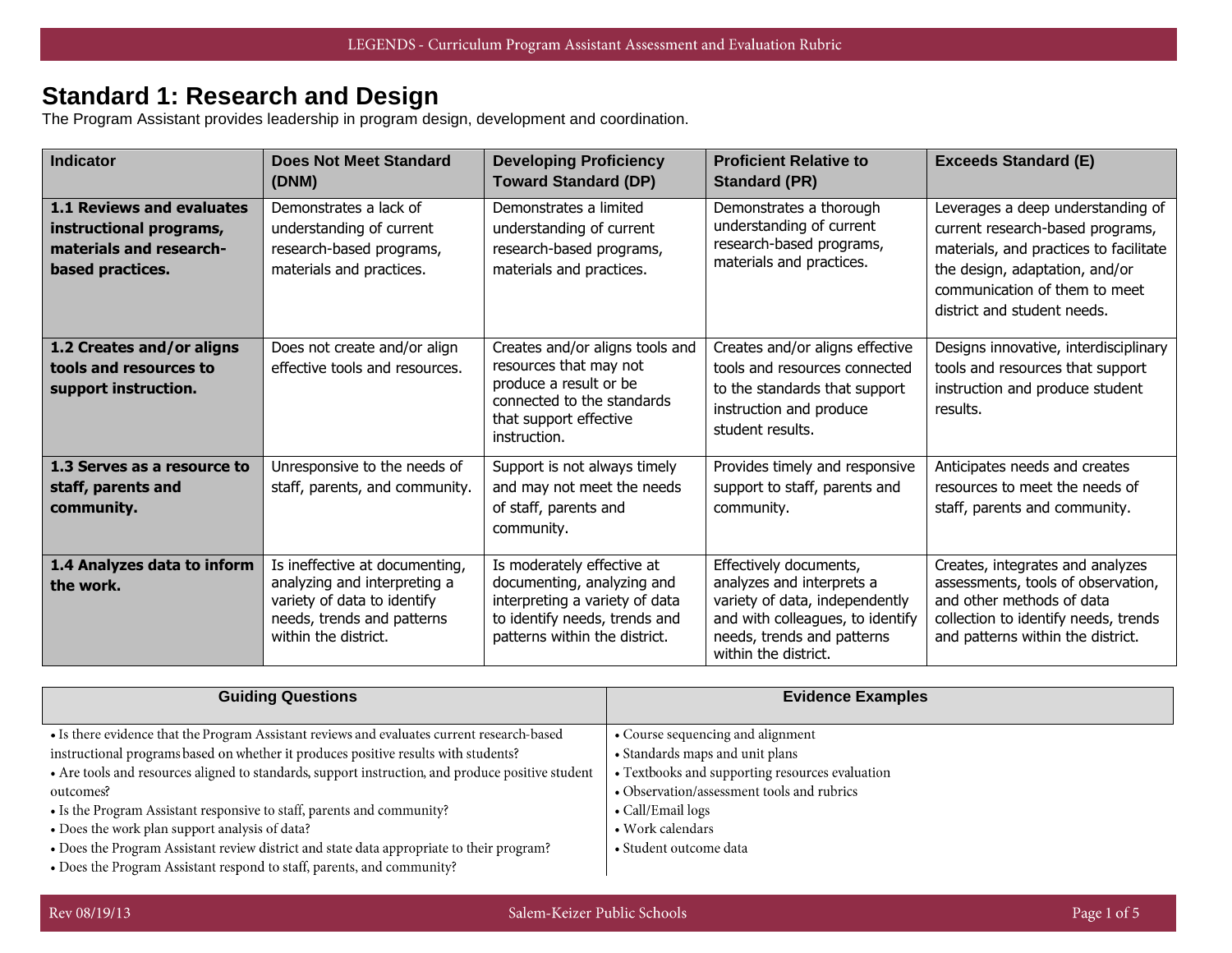# Standard 1: Research and Design

The Program Assistant provides leadership in program design, development and coordination.

| Indicator | Does Not Meet Standard (DNM) | Developing Proficiency Toward Standard (DP) | Proficient Relative to Standard (PR) | Exceeds Standard (E) |
|---|---|---|---|---|
| **1.1 Reviews and evaluates instructional programs, materials and research-based practices.** | Demonstrates a lack of understanding of current research-based programs, materials and practices. | Demonstrates a limited understanding of current research-based programs, materials and practices. | Demonstrates a thorough understanding of current research-based programs, materials and practices. | Leverages a deep understanding of current research-based programs, materials, and practices to facilitate the design, adaptation, and/or communication of them to meet district and student needs. |
| **1.2 Creates and/or aligns tools and resources to support instruction.** | Does not create and/or align effective tools and resources. | Creates and/or aligns tools and resources that may not produce a result or be connected to the standards that support effective instruction. | Creates and/or aligns effective tools and resources connected to the standards that support instruction and produce student results. | Designs innovative, interdisciplinary tools and resources that support instruction and produce student results. |
| **1.3 Serves as a resource to staff, parents and community.** | Unresponsive to the needs of staff, parents, and community. | Support is not always timely and may not meet the needs of staff, parents and community. | Provides timely and responsive support to staff, parents and community. | Anticipates needs and creates resources to meet the needs of staff, parents and community. |
| **1.4 Analyzes data to inform the work.** | Is ineffective at documenting, analyzing and interpreting a variety of data to identify needs, trends and patterns within the district. | Is moderately effective at documenting, analyzing and interpreting a variety of data to identify needs, trends and patterns within the district. | Effectively documents, analyzes and interprets a variety of data, independently and with colleagues, to identify needs, trends and patterns within the district. | Creates, integrates and analyzes assessments, tools of observation, and other methods of data collection to identify needs, trends and patterns within the district. |

| Guiding Questions | Evidence Examples |
|---|---|
| • Is there evidence that the Program Assistant reviews and evaluates current research-based instructional programs based on whether it produces positive results with students?<br>• Are tools and resources aligned to standards, support instruction, and produce positive student outcomes?<br>• Is the Program Assistant responsive to staff, parents and community?<br>• Does the work plan support analysis of data?<br>• Does the Program Assistant review district and state data appropriate to their program?<br>• Does the Program Assistant respond to staff, parents, and community? | • Course sequencing and alignment<br>• Standards maps and unit plans<br>• Textbooks and supporting resources evaluation<br>• Observation/assessment tools and rubrics<br>• Call/Email logs<br>• Work calendars<br>• Student outcome data |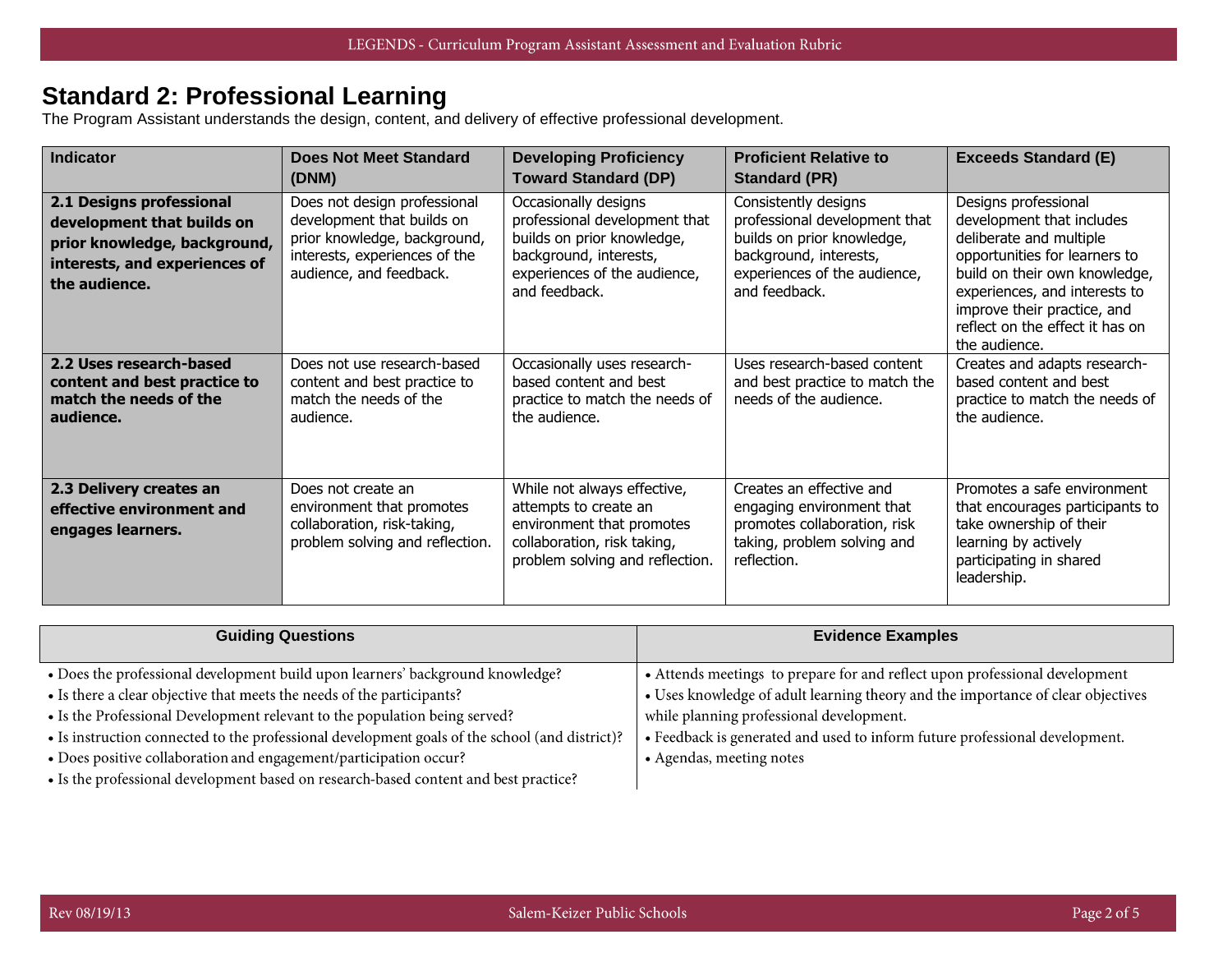## Standard 2: Professional Learning

The Program Assistant understands the design, content, and delivery of effective professional development.

| Indicator | Does Not Meet Standard (DNM) | Developing Proficiency Toward Standard (DP) | Proficient Relative to Standard (PR) | Exceeds Standard (E) |
|---|---|---|---|---|
| **2.1 Designs professional development that builds on prior knowledge, background, interests, and experiences of the audience.** | Does not design professional development that builds on prior knowledge, background, interests, experiences of the audience, and feedback. | Occasionally designs professional development that builds on prior knowledge, background, interests, experiences of the audience, and feedback. | Consistently designs professional development that builds on prior knowledge, background, interests, experiences of the audience, and feedback. | Designs professional development that includes deliberate and multiple opportunities for learners to build on their own knowledge, experiences, and interests to improve their practice, and reflect on the effect it has on the audience. |
| **2.2 Uses research-based content and best practice to match the needs of the audience.** | Does not use research-based content and best practice to match the needs of the audience. | Occasionally uses research-based content and best practice to match the needs of the audience. | Uses research-based content and best practice to match the needs of the audience. | Creates and adapts research-based content and best practice to match the needs of the audience. |
| **2.3 Delivery creates an effective environment and engages learners.** | Does not create an environment that promotes collaboration, risk-taking, problem solving and reflection. | While not always effective, attempts to create an environment that promotes collaboration, risk taking, problem solving and reflection. | Creates an effective and engaging environment that promotes collaboration, risk taking, problem solving and reflection. | Promotes a safe environment that encourages participants to take ownership of their learning by actively participating in shared leadership. |

| Guiding Questions | Evidence Examples |
|---|---|
| • Does the professional development build upon learners' background knowledge?<br>• Is there a clear objective that meets the needs of the participants?<br>• Is the Professional Development relevant to the population being served?<br>• Is instruction connected to the professional development goals of the school (and district)?<br>• Does positive collaboration and engagement/participation occur?<br>• Is the professional development based on research-based content and best practice? | • Attends meetings to prepare for and reflect upon professional development<br>• Uses knowledge of adult learning theory and the importance of clear objectives while planning professional development.<br>• Feedback is generated and used to inform future professional development.<br>• Agendas, meeting notes |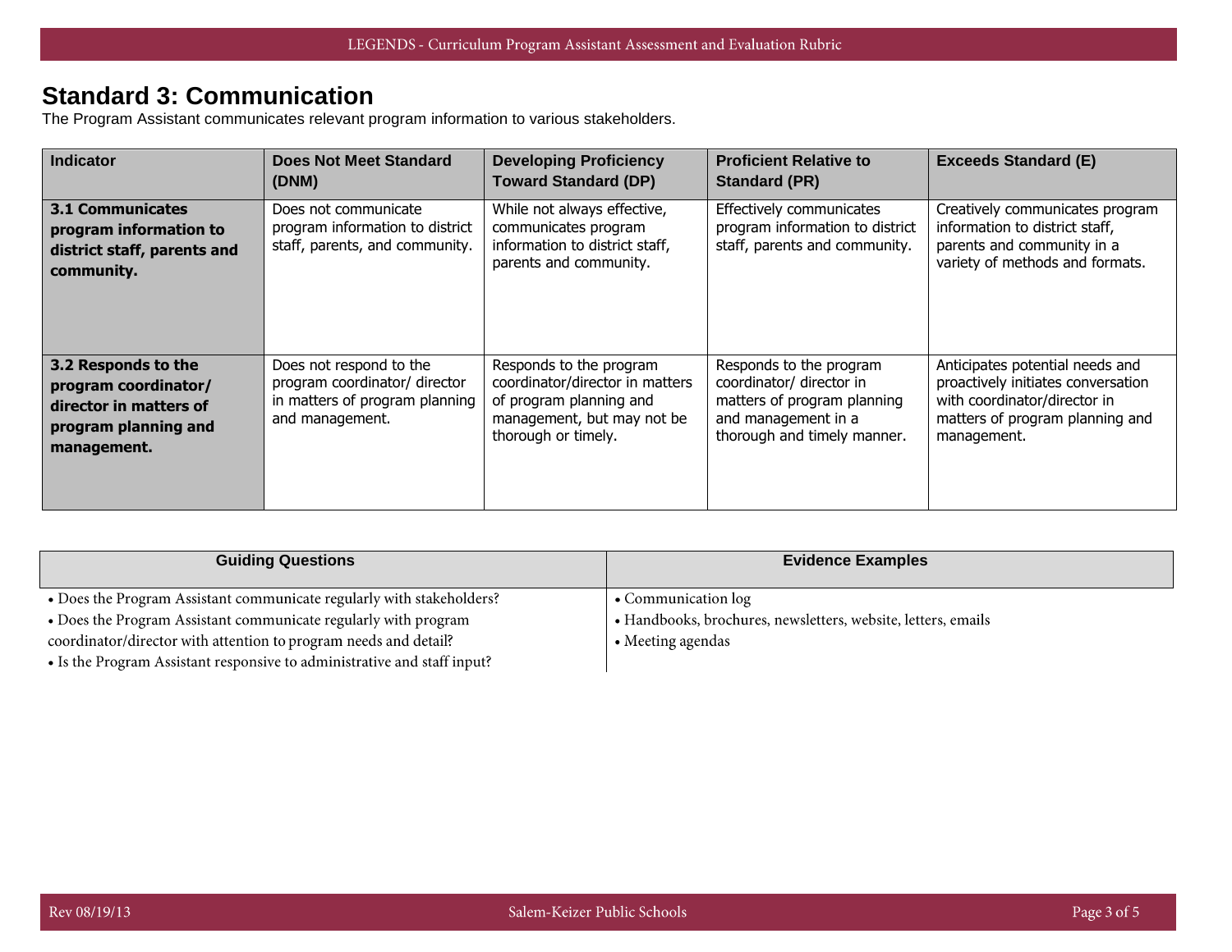## Standard 3: Communication

The Program Assistant communicates relevant program information to various stakeholders.

| Indicator | Does Not Meet Standard (DNM) | Developing Proficiency Toward Standard (DP) | Proficient Relative to Standard (PR) | Exceeds Standard (E) |
|---|---|---|---|---|
| **3.1 Communicates program information to district staff, parents and community.** | Does not communicate program information to district staff, parents, and community. | While not always effective, communicates program information to district staff, parents and community. | Effectively communicates program information to district staff, parents and community. | Creatively communicates program information to district staff, parents and community in a variety of methods and formats. |
| **3.2 Responds to the program coordinator/ director in matters of program planning and management.** | Does not respond to the program coordinator/ director in matters of program planning and management. | Responds to the program coordinator/director in matters of program planning and management, but may not be thorough or timely. | Responds to the program coordinator/ director in matters of program planning and management in a thorough and timely manner. | Anticipates potential needs and proactively initiates conversation with coordinator/director in matters of program planning and management. |

| Guiding Questions | Evidence Examples |
|---|---|
| • Does the Program Assistant communicate regularly with stakeholders?<br>• Does the Program Assistant communicate regularly with program coordinator/director with attention to program needs and detail?<br>• Is the Program Assistant responsive to administrative and staff input? | • Communication log<br>• Handbooks, brochures, newsletters, website, letters, emails<br>• Meeting agendas |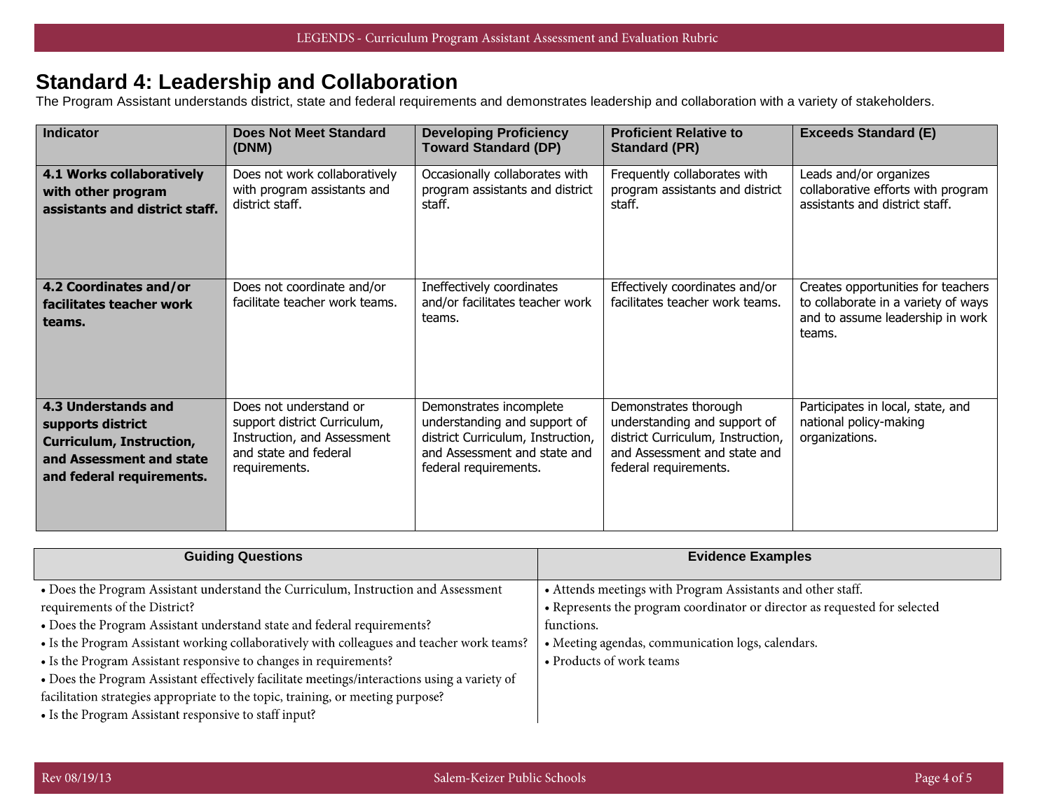## Standard 4: Leadership and Collaboration

The Program Assistant understands district, state and federal requirements and demonstrates leadership and collaboration with a variety of stakeholders.

| Indicator | Does Not Meet Standard (DNM) | Developing Proficiency Toward Standard (DP) | Proficient Relative to Standard (PR) | Exceeds Standard (E) |
|---|---|---|---|---|
| **4.1 Works collaboratively with other program assistants and district staff.** | Does not work collaboratively with program assistants and district staff. | Occasionally collaborates with program assistants and district staff. | Frequently collaborates with program assistants and district staff. | Leads and/or organizes collaborative efforts with program assistants and district staff. |
| **4.2 Coordinates and/or facilitates teacher work teams.** | Does not coordinate and/or facilitate teacher work teams. | Ineffectively coordinates and/or facilitates teacher work teams. | Effectively coordinates and/or facilitates teacher work teams. | Creates opportunities for teachers to collaborate in a variety of ways and to assume leadership in work teams. |
| **4.3 Understands and supports district Curriculum, Instruction, and Assessment and state and federal requirements.** | Does not understand or support district Curriculum, Instruction, and Assessment and state and federal requirements. | Demonstrates incomplete understanding and support of district Curriculum, Instruction, and Assessment and state and federal requirements. | Demonstrates thorough understanding and support of district Curriculum, Instruction, and Assessment and state and federal requirements. | Participates in local, state, and national policy-making organizations. |

| Guiding Questions | Evidence Examples |
|---|---|
| • Does the Program Assistant understand the Curriculum, Instruction and Assessment requirements of the District?<br>• Does the Program Assistant understand state and federal requirements?<br>• Is the Program Assistant working collaboratively with colleagues and teacher work teams?<br>• Is the Program Assistant responsive to changes in requirements?<br>• Does the Program Assistant effectively facilitate meetings/interactions using a variety of facilitation strategies appropriate to the topic, training, or meeting purpose?<br>• Is the Program Assistant responsive to staff input? | • Attends meetings with Program Assistants and other staff.<br>• Represents the program coordinator or director as requested for selected functions.<br>• Meeting agendas, communication logs, calendars.<br>• Products of work teams |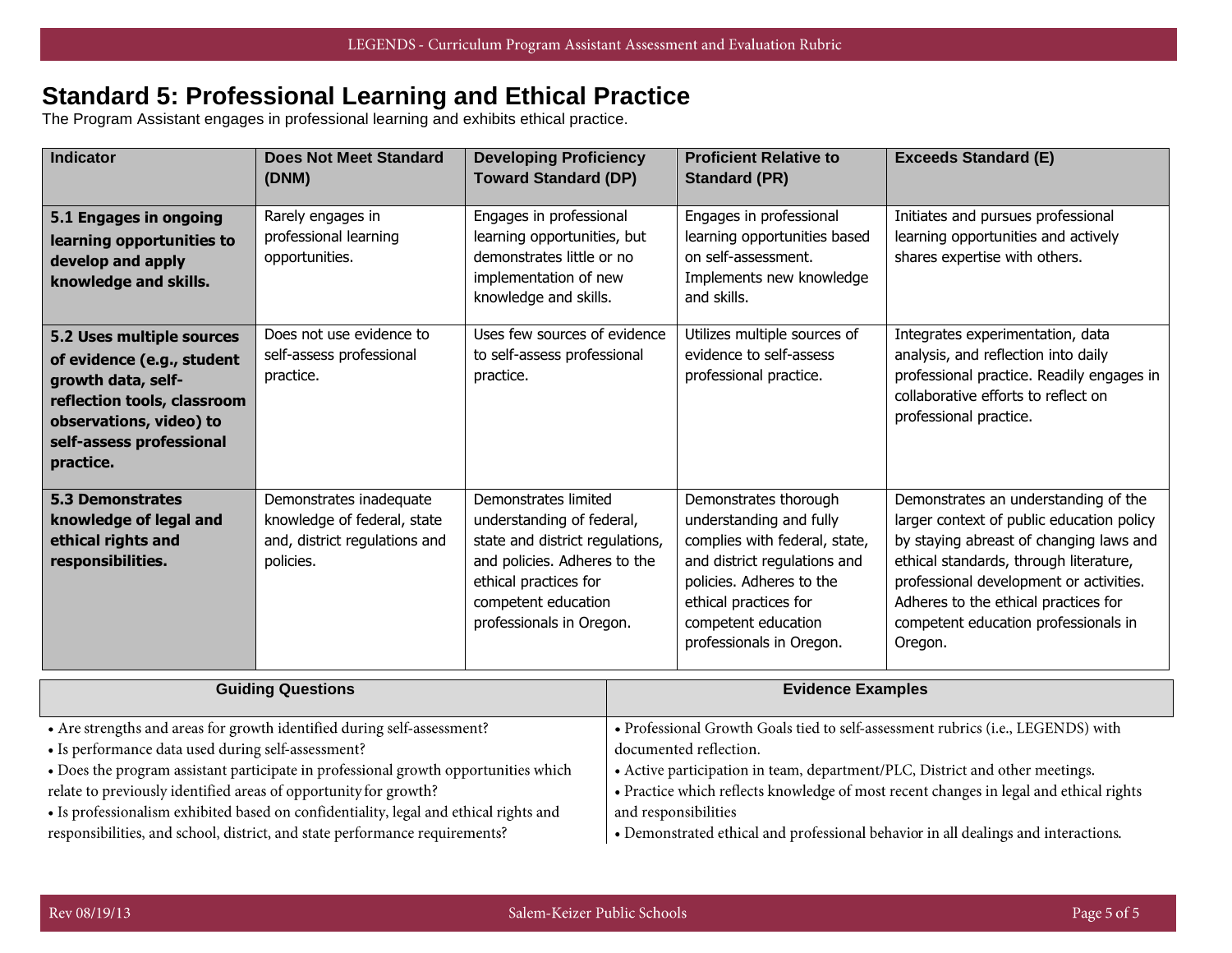## Standard 5: Professional Learning and Ethical Practice

The Program Assistant engages in professional learning and exhibits ethical practice.

| Indicator | Does Not Meet Standard (DNM) | Developing Proficiency Toward Standard (DP) | Proficient Relative to Standard (PR) | Exceeds Standard (E) |
|---|---|---|---|---|
| **5.1 Engages in ongoing learning opportunities to develop and apply knowledge and skills.** | Rarely engages in professional learning opportunities. | Engages in professional learning opportunities, but demonstrates little or no implementation of new knowledge and skills. | Engages in professional learning opportunities based on self-assessment. Implements new knowledge and skills. | Initiates and pursues professional learning opportunities and actively shares expertise with others. |
| **5.2 Uses multiple sources of evidence (e.g., student growth data, self-reflection tools, classroom observations, video) to self-assess professional practice.** | Does not use evidence to self-assess professional practice. | Uses few sources of evidence to self-assess professional practice. | Utilizes multiple sources of evidence to self-assess professional practice. | Integrates experimentation, data analysis, and reflection into daily professional practice. Readily engages in collaborative efforts to reflect on professional practice. |
| **5.3 Demonstrates knowledge of legal and ethical rights and responsibilities.** | Demonstrates inadequate knowledge of federal, state and, district regulations and policies. | Demonstrates limited understanding of federal, state and district regulations, and policies. Adheres to the ethical practices for competent education professionals in Oregon. | Demonstrates thorough understanding and fully complies with federal, state, and district regulations and policies. Adheres to the ethical practices for competent education professionals in Oregon. | Demonstrates an understanding of the larger context of public education policy by staying abreast of changing laws and ethical standards, through literature, professional development or activities. Adheres to the ethical practices for competent education professionals in Oregon. |

| Guiding Questions | Evidence Examples |
|---|---|
| • Are strengths and areas for growth identified during self-assessment?<br>• Is performance data used during self-assessment?<br>• Does the program assistant participate in professional growth opportunities which relate to previously identified areas of opportunity for growth?<br>• Is professionalism exhibited based on confidentiality, legal and ethical rights and responsibilities, and school, district, and state performance requirements? | • Professional Growth Goals tied to self-assessment rubrics (i.e., LEGENDS) with documented reflection.<br>• Active participation in team, department/PLC, District and other meetings.<br>• Practice which reflects knowledge of most recent changes in legal and ethical rights and responsibilities<br>• Demonstrated ethical and professional behavior in all dealings and interactions. |